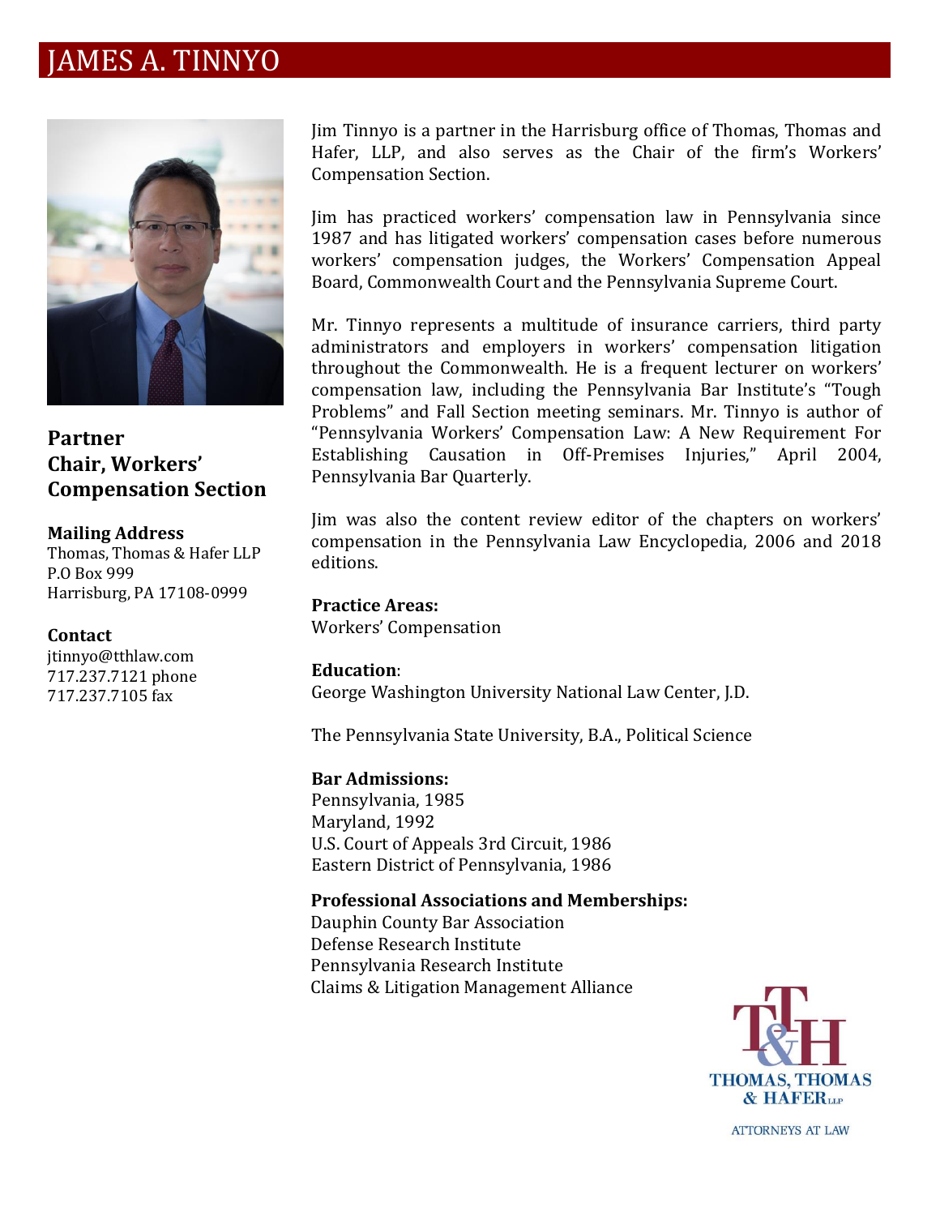# JAMES A. TINNYO

**Partner**
**Chair, Workers' Compensation Section**

**Mailing Address**
Thomas, Thomas & Hafer LLP
P.O Box 999
Harrisburg, PA 17108-0999

**Contact**
jtinnyo@tthlaw.com
717.237.7121 phone
717.237.7105 fax

Jim Tinnyo is a partner in the Harrisburg office of Thomas, Thomas and Hafer, LLP, and also serves as the Chair of the firm's Workers' Compensation Section.

Jim has practiced workers' compensation law in Pennsylvania since 1987 and has litigated workers' compensation cases before numerous workers' compensation judges, the Workers' Compensation Appeal Board, Commonwealth Court and the Pennsylvania Supreme Court.

Mr. Tinnyo represents a multitude of insurance carriers, third party administrators and employers in workers' compensation litigation throughout the Commonwealth. He is a frequent lecturer on workers' compensation law, including the Pennsylvania Bar Institute's "Tough Problems" and Fall Section meeting seminars. Mr. Tinnyo is author of "Pennsylvania Workers' Compensation Law: A New Requirement For Establishing Causation in Off-Premises Injuries," April 2004, Pennsylvania Bar Quarterly.

Jim was also the content review editor of the chapters on workers' compensation in the Pennsylvania Law Encyclopedia, 2006 and 2018 editions.

**Practice Areas:**
Workers' Compensation

**Education**:
George Washington University National Law Center, J.D.

The Pennsylvania State University, B.A., Political Science

**Bar Admissions:**
Pennsylvania, 1985
Maryland, 1992
U.S. Court of Appeals 3rd Circuit, 1986
Eastern District of Pennsylvania, 1986

**Professional Associations and Memberships:**
Dauphin County Bar Association
Defense Research Institute
Pennsylvania Research Institute
Claims & Litigation Management Alliance

THOMAS, THOMAS & HAFER LLP
ATTORNEYS AT LAW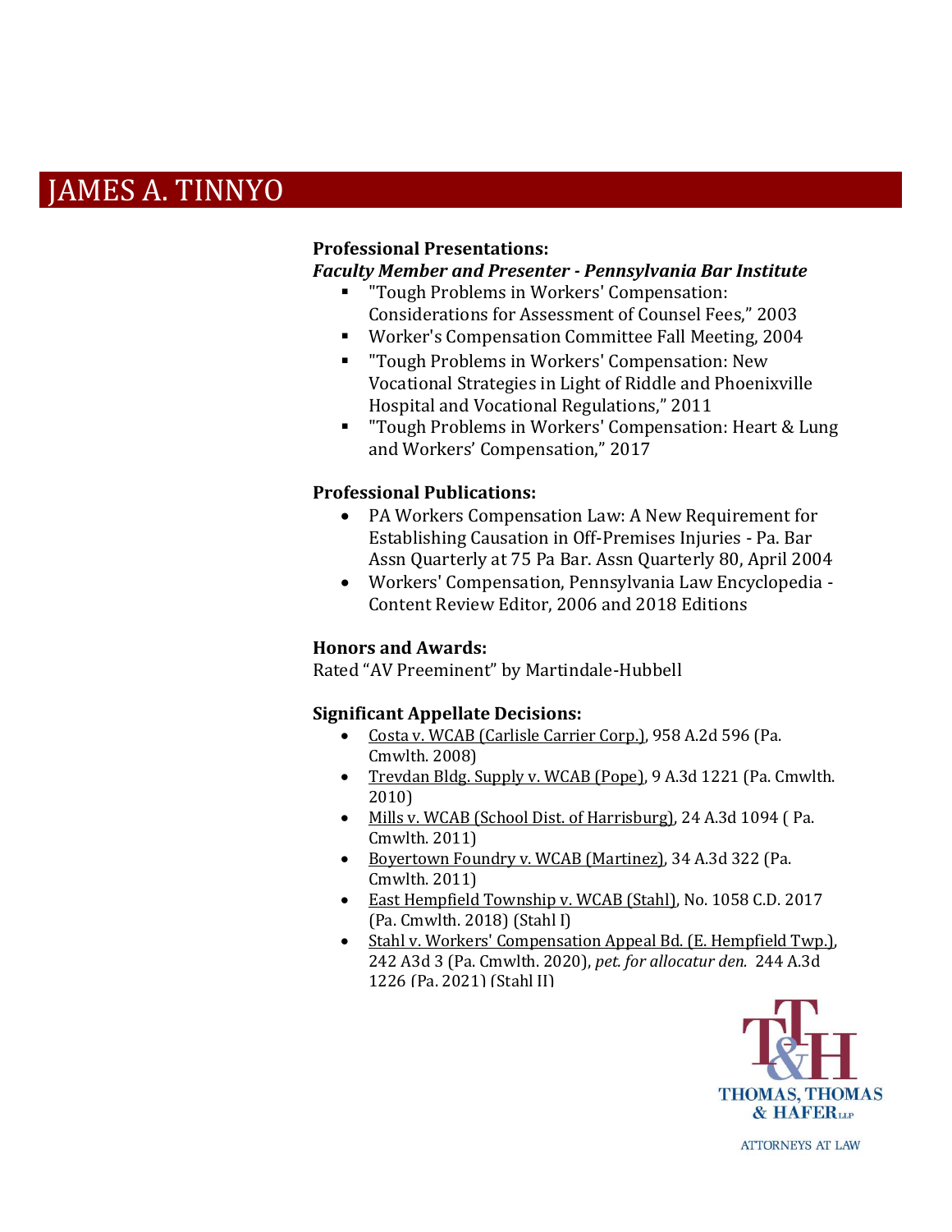# JAMES A. TINNYO

**Professional Presentations:**

***Faculty Member and Presenter - Pennsylvania Bar Institute***

- "Tough Problems in Workers' Compensation: Considerations for Assessment of Counsel Fees," 2003
- Worker's Compensation Committee Fall Meeting, 2004
- "Tough Problems in Workers' Compensation: New Vocational Strategies in Light of Riddle and Phoenixville Hospital and Vocational Regulations," 2011
- "Tough Problems in Workers' Compensation: Heart & Lung and Workers' Compensation," 2017

**Professional Publications:**

- PA Workers Compensation Law: A New Requirement for Establishing Causation in Off-Premises Injuries - Pa. Bar Assn Quarterly at 75 Pa Bar. Assn Quarterly 80, April 2004
- Workers' Compensation, Pennsylvania Law Encyclopedia - Content Review Editor, 2006 and 2018 Editions

**Honors and Awards:**

Rated "AV Preeminent" by Martindale-Hubbell

**Significant Appellate Decisions:**

- Costa v. WCAB (Carlisle Carrier Corp.), 958 A.2d 596 (Pa. Cmwlth. 2008)
- Trevdan Bldg. Supply v. WCAB (Pope), 9 A.3d 1221 (Pa. Cmwlth. 2010)
- Mills v. WCAB (School Dist. of Harrisburg), 24 A.3d 1094 ( Pa. Cmwlth. 2011)
- Boyertown Foundry v. WCAB (Martinez), 34 A.3d 322 (Pa. Cmwlth. 2011)
- East Hempfield Township v. WCAB (Stahl), No. 1058 C.D. 2017 (Pa. Cmwlth. 2018) (Stahl I)
- Stahl v. Workers' Compensation Appeal Bd. (E. Hempfield Twp.), 242 A3d 3 (Pa. Cmwlth. 2020), *pet. for allocatur den.* 244 A.3d 1226 (Pa. 2021) (Stahl II)

THOMAS, THOMAS & HAFER LLP

ATTORNEYS AT LAW